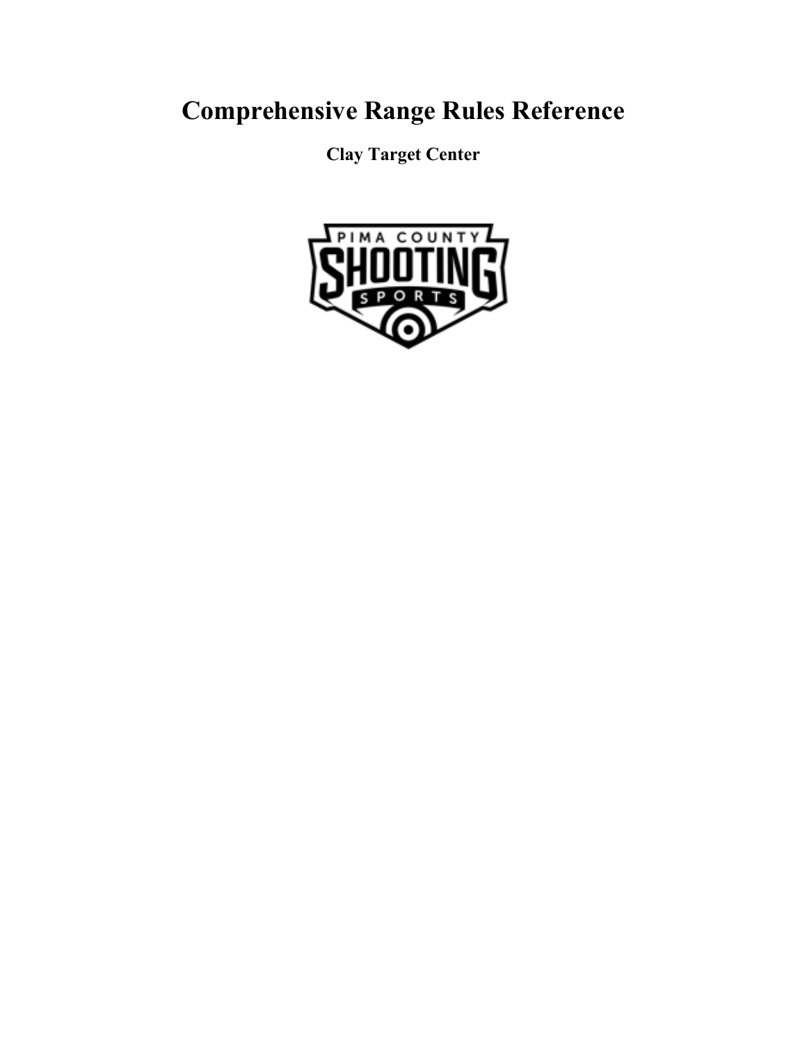# Comprehensive Range Rules Reference

**Clay Target Center**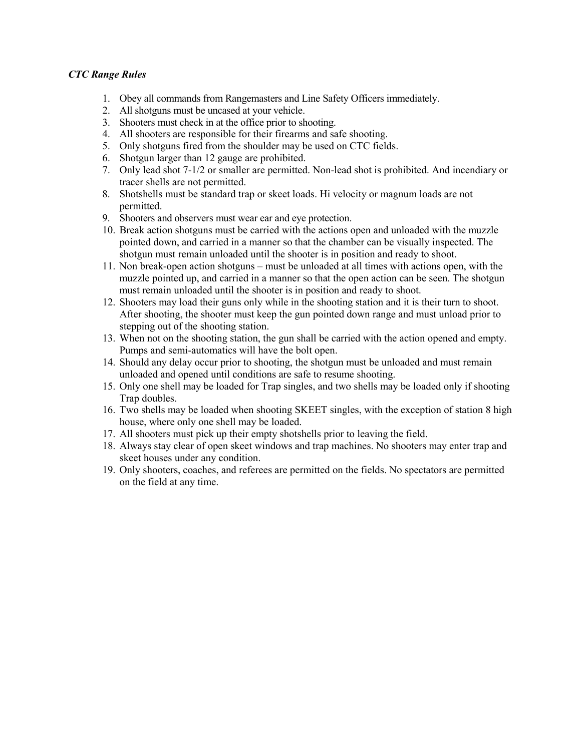***CTC Range Rules***

1. Obey all commands from Rangemasters and Line Safety Officers immediately.
2. All shotguns must be uncased at your vehicle.
3. Shooters must check in at the office prior to shooting.
4. All shooters are responsible for their firearms and safe shooting.
5. Only shotguns fired from the shoulder may be used on CTC fields.
6. Shotgun larger than 12 gauge are prohibited.
7. Only lead shot 7-1/2 or smaller are permitted. Non-lead shot is prohibited. And incendiary or tracer shells are not permitted.
8. Shotshells must be standard trap or skeet loads. Hi velocity or magnum loads are not permitted.
9. Shooters and observers must wear ear and eye protection.
10. Break action shotguns must be carried with the actions open and unloaded with the muzzle pointed down, and carried in a manner so that the chamber can be visually inspected. The shotgun must remain unloaded until the shooter is in position and ready to shoot.
11. Non break-open action shotguns – must be unloaded at all times with actions open, with the muzzle pointed up, and carried in a manner so that the open action can be seen. The shotgun must remain unloaded until the shooter is in position and ready to shoot.
12. Shooters may load their guns only while in the shooting station and it is their turn to shoot. After shooting, the shooter must keep the gun pointed down range and must unload prior to stepping out of the shooting station.
13. When not on the shooting station, the gun shall be carried with the action opened and empty. Pumps and semi-automatics will have the bolt open.
14. Should any delay occur prior to shooting, the shotgun must be unloaded and must remain unloaded and opened until conditions are safe to resume shooting.
15. Only one shell may be loaded for Trap singles, and two shells may be loaded only if shooting Trap doubles.
16. Two shells may be loaded when shooting SKEET singles, with the exception of station 8 high house, where only one shell may be loaded.
17. All shooters must pick up their empty shotshells prior to leaving the field.
18. Always stay clear of open skeet windows and trap machines. No shooters may enter trap and skeet houses under any condition.
19. Only shooters, coaches, and referees are permitted on the fields. No spectators are permitted on the field at any time.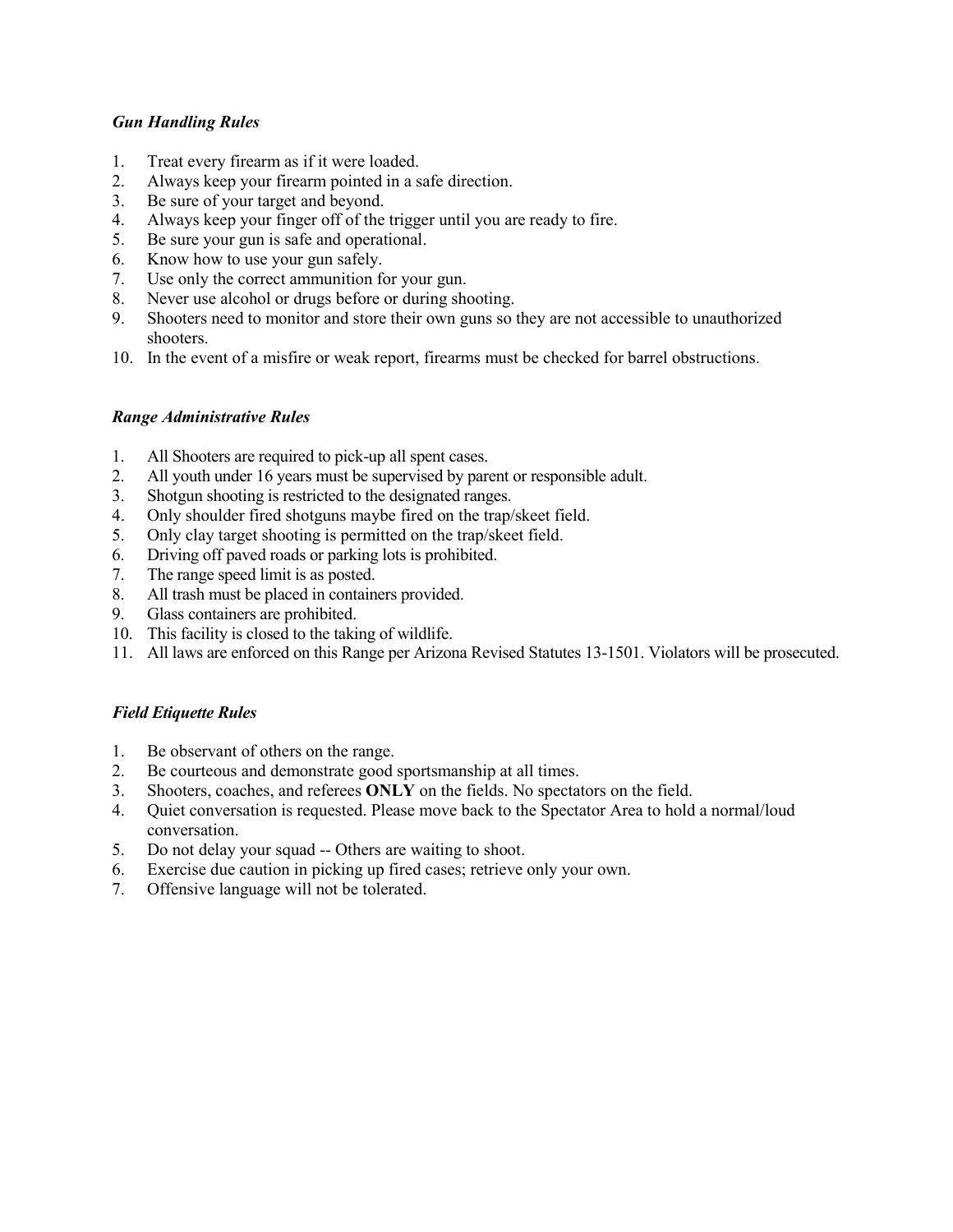### *Gun Handling Rules*

1. Treat every firearm as if it were loaded.
2. Always keep your firearm pointed in a safe direction.
3. Be sure of your target and beyond.
4. Always keep your finger off of the trigger until you are ready to fire.
5. Be sure your gun is safe and operational.
6. Know how to use your gun safely.
7. Use only the correct ammunition for your gun.
8. Never use alcohol or drugs before or during shooting.
9. Shooters need to monitor and store their own guns so they are not accessible to unauthorized shooters.
10. In the event of a misfire or weak report, firearms must be checked for barrel obstructions.

### *Range Administrative Rules*

1. All Shooters are required to pick-up all spent cases.
2. All youth under 16 years must be supervised by parent or responsible adult.
3. Shotgun shooting is restricted to the designated ranges.
4. Only shoulder fired shotguns maybe fired on the trap/skeet field.
5. Only clay target shooting is permitted on the trap/skeet field.
6. Driving off paved roads or parking lots is prohibited.
7. The range speed limit is as posted.
8. All trash must be placed in containers provided.
9. Glass containers are prohibited.
10. This facility is closed to the taking of wildlife.
11. All laws are enforced on this Range per Arizona Revised Statutes 13-1501. Violators will be prosecuted.

### *Field Etiquette Rules*

1. Be observant of others on the range.
2. Be courteous and demonstrate good sportsmanship at all times.
3. Shooters, coaches, and referees **ONLY** on the fields. No spectators on the field.
4. Quiet conversation is requested. Please move back to the Spectator Area to hold a normal/loud conversation.
5. Do not delay your squad -- Others are waiting to shoot.
6. Exercise due caution in picking up fired cases; retrieve only your own.
7. Offensive language will not be tolerated.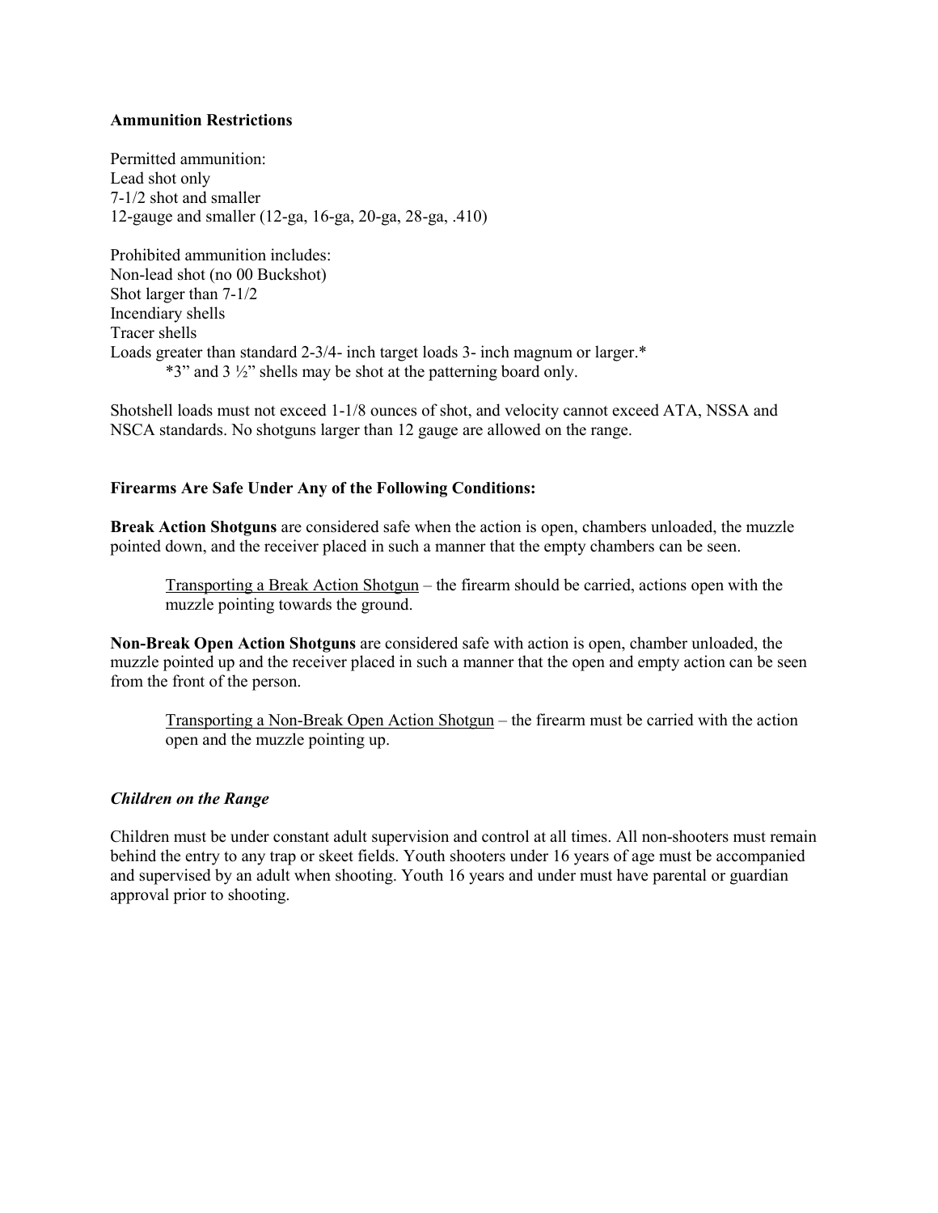**Ammunition Restrictions**

Permitted ammunition:
Lead shot only
7-1/2 shot and smaller
12-gauge and smaller (12-ga, 16-ga, 20-ga, 28-ga, .410)

Prohibited ammunition includes:
Non-lead shot (no 00 Buckshot)
Shot larger than 7-1/2
Incendiary shells
Tracer shells
Loads greater than standard 2-3/4- inch target loads 3- inch magnum or larger.*

> *3" and 3 ½" shells may be shot at the patterning board only.

Shotshell loads must not exceed 1-1/8 ounces of shot, and velocity cannot exceed ATA, NSSA and NSCA standards. No shotguns larger than 12 gauge are allowed on the range.

**Firearms Are Safe Under Any of the Following Conditions:**

**Break Action Shotguns** are considered safe when the action is open, chambers unloaded, the muzzle pointed down, and the receiver placed in such a manner that the empty chambers can be seen.

> <u>Transporting a Break Action Shotgun</u> – the firearm should be carried, actions open with the muzzle pointing towards the ground.

**Non-Break Open Action Shotguns** are considered safe with action is open, chamber unloaded, the muzzle pointed up and the receiver placed in such a manner that the open and empty action can be seen from the front of the person.

> <u>Transporting a Non-Break Open Action Shotgun</u> – the firearm must be carried with the action open and the muzzle pointing up.

***Children on the Range***

Children must be under constant adult supervision and control at all times. All non-shooters must remain behind the entry to any trap or skeet fields. Youth shooters under 16 years of age must be accompanied and supervised by an adult when shooting. Youth 16 years and under must have parental or guardian approval prior to shooting.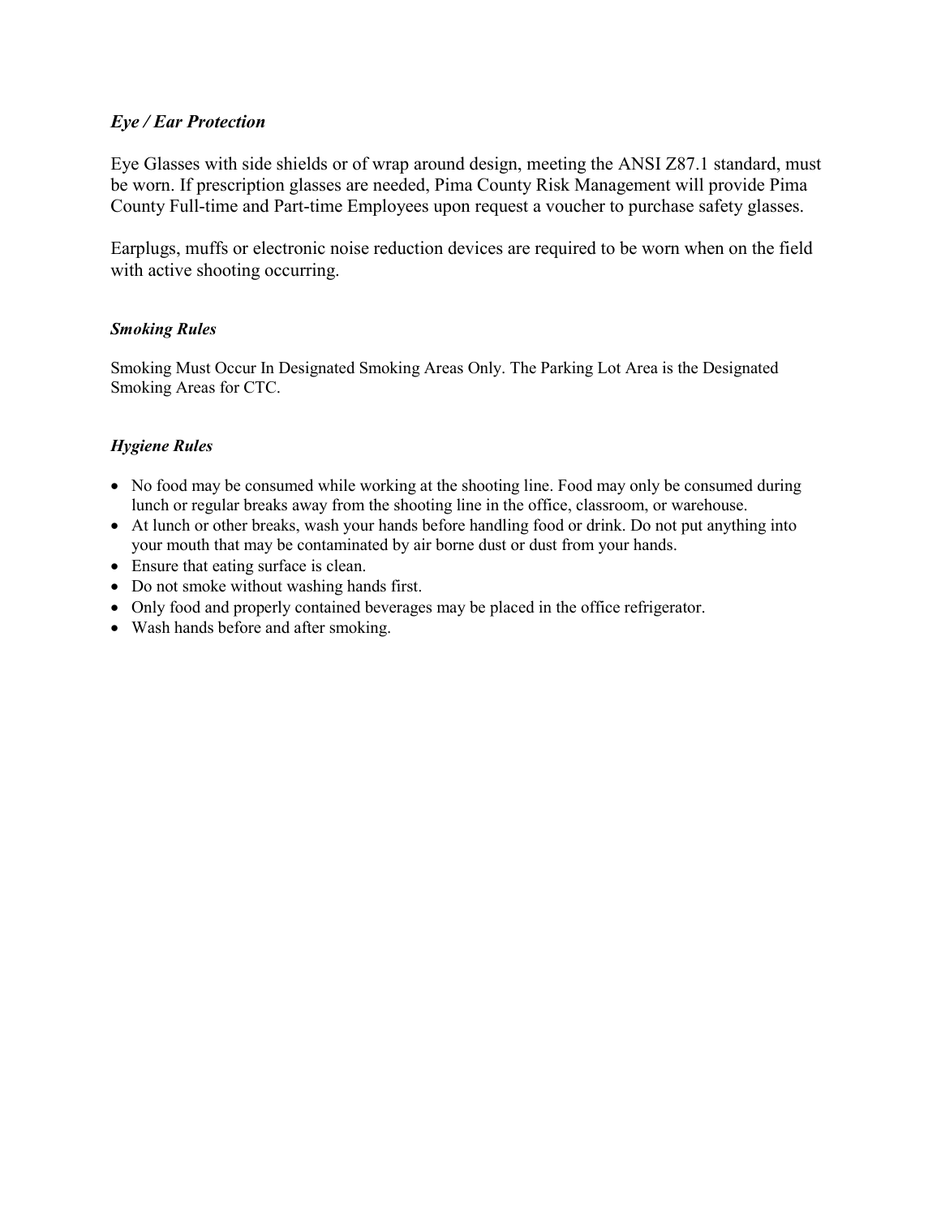### *Eye / Ear Protection*

Eye Glasses with side shields or of wrap around design, meeting the ANSI Z87.1 standard, must be worn. If prescription glasses are needed, Pima County Risk Management will provide Pima County Full-time and Part-time Employees upon request a voucher to purchase safety glasses.

Earplugs, muffs or electronic noise reduction devices are required to be worn when on the field with active shooting occurring.

### *Smoking Rules*

Smoking Must Occur In Designated Smoking Areas Only. The Parking Lot Area is the Designated Smoking Areas for CTC.

### *Hygiene Rules*

- No food may be consumed while working at the shooting line. Food may only be consumed during lunch or regular breaks away from the shooting line in the office, classroom, or warehouse.
- At lunch or other breaks, wash your hands before handling food or drink. Do not put anything into your mouth that may be contaminated by air borne dust or dust from your hands.
- Ensure that eating surface is clean.
- Do not smoke without washing hands first.
- Only food and properly contained beverages may be placed in the office refrigerator.
- Wash hands before and after smoking.